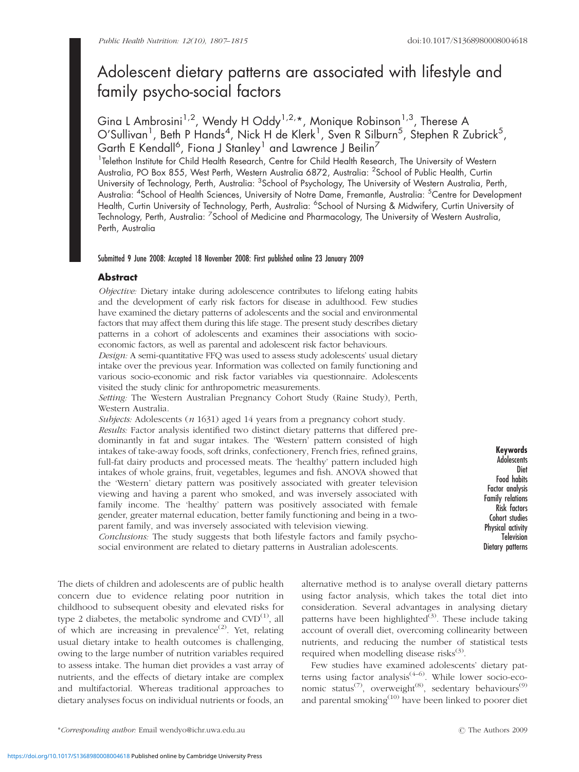# Adolescent dietary patterns are associated with lifestyle and family psycho-social factors

Gina L Ambrosini[1,2], Wendy H Oddy[1,2,*], Monique Robinson[1,3], Therese A O'Sullivan[1], Beth P Hands[4], Nick H de Klerk[1], Sven R Silburn[5], Stephen R Zubrick[5], Garth E Kendall[6], Fiona J Stanley[1] and Lawrence J Beilin[7]

[1]Telethon Institute for Child Health Research, Centre for Child Health Research, The University of Western Australia, PO Box 855, West Perth, Western Australia 6872, Australia: [2]School of Public Health, Curtin University of Technology, Perth, Australia: [3]School of Psychology, The University of Western Australia, Perth, Australia: [4]School of Health Sciences, University of Notre Dame, Fremantle, Australia: [5]Centre for Development Health, Curtin University of Technology, Perth, Australia: [6]School of Nursing & Midwifery, Curtin University of Technology, Perth, Australia: [7]School of Medicine and Pharmacology, The University of Western Australia, Perth, Australia

Submitted 9 June 2008: Accepted 18 November 2008: First published online 23 January 2009

## Abstract

*Objective:* Dietary intake during adolescence contributes to lifelong eating habits and the development of early risk factors for disease in adulthood. Few studies have examined the dietary patterns of adolescents and the social and environmental factors that may affect them during this life stage. The present study describes dietary patterns in a cohort of adolescents and examines their associations with socio-economic factors, as well as parental and adolescent risk factor behaviours.

*Design:* A semi-quantitative FFQ was used to assess study adolescents' usual dietary intake over the previous year. Information was collected on family functioning and various socio-economic and risk factor variables via questionnaire. Adolescents visited the study clinic for anthropometric measurements.

*Setting:* The Western Australian Pregnancy Cohort Study (Raine Study), Perth, Western Australia.

*Subjects:* Adolescents (*n* 1631) aged 14 years from a pregnancy cohort study.

*Results:* Factor analysis identified two distinct dietary patterns that differed predominantly in fat and sugar intakes. The 'Western' pattern consisted of high intakes of take-away foods, soft drinks, confectionery, French fries, refined grains, full-fat dairy products and processed meats. The 'healthy' pattern included high intakes of whole grains, fruit, vegetables, legumes and fish. ANOVA showed that the 'Western' dietary pattern was positively associated with greater television viewing and having a parent who smoked, and was inversely associated with family income. The 'healthy' pattern was positively associated with female gender, greater maternal education, better family functioning and being in a two-parent family, and was inversely associated with television viewing.

*Conclusions:* The study suggests that both lifestyle factors and family psycho-social environment are related to dietary patterns in Australian adolescents.

**Keywords**
Adolescents
Diet
Food habits
Factor analysis
Family relations
Risk factors
Cohort studies
Physical activity
Television
Dietary patterns

The diets of children and adolescents are of public health concern due to evidence relating poor nutrition in childhood to subsequent obesity and elevated risks for type 2 diabetes, the metabolic syndrome and CVD[1], all of which are increasing in prevalence[2]. Yet, relating usual dietary intake to health outcomes is challenging, owing to the large number of nutrition variables required to assess intake. The human diet provides a vast array of nutrients, and the effects of dietary intake are complex and multifactorial. Whereas traditional approaches to dietary analyses focus on individual nutrients or foods, an alternative method is to analyse overall dietary patterns using factor analysis, which takes the total diet into consideration. Several advantages in analysing dietary patterns have been highlighted[3]. These include taking account of overall diet, overcoming collinearity between nutrients, and reducing the number of statistical tests required when modelling disease risks[3].

Few studies have examined adolescents' dietary patterns using factor analysis[4–6]. While lower socio-economic status[7], overweight[8], sedentary behaviours[9] and parental smoking[10] have been linked to poorer diet

*Corresponding author: Email wendyo@ichr.uwa.edu.au

© The Authors 2009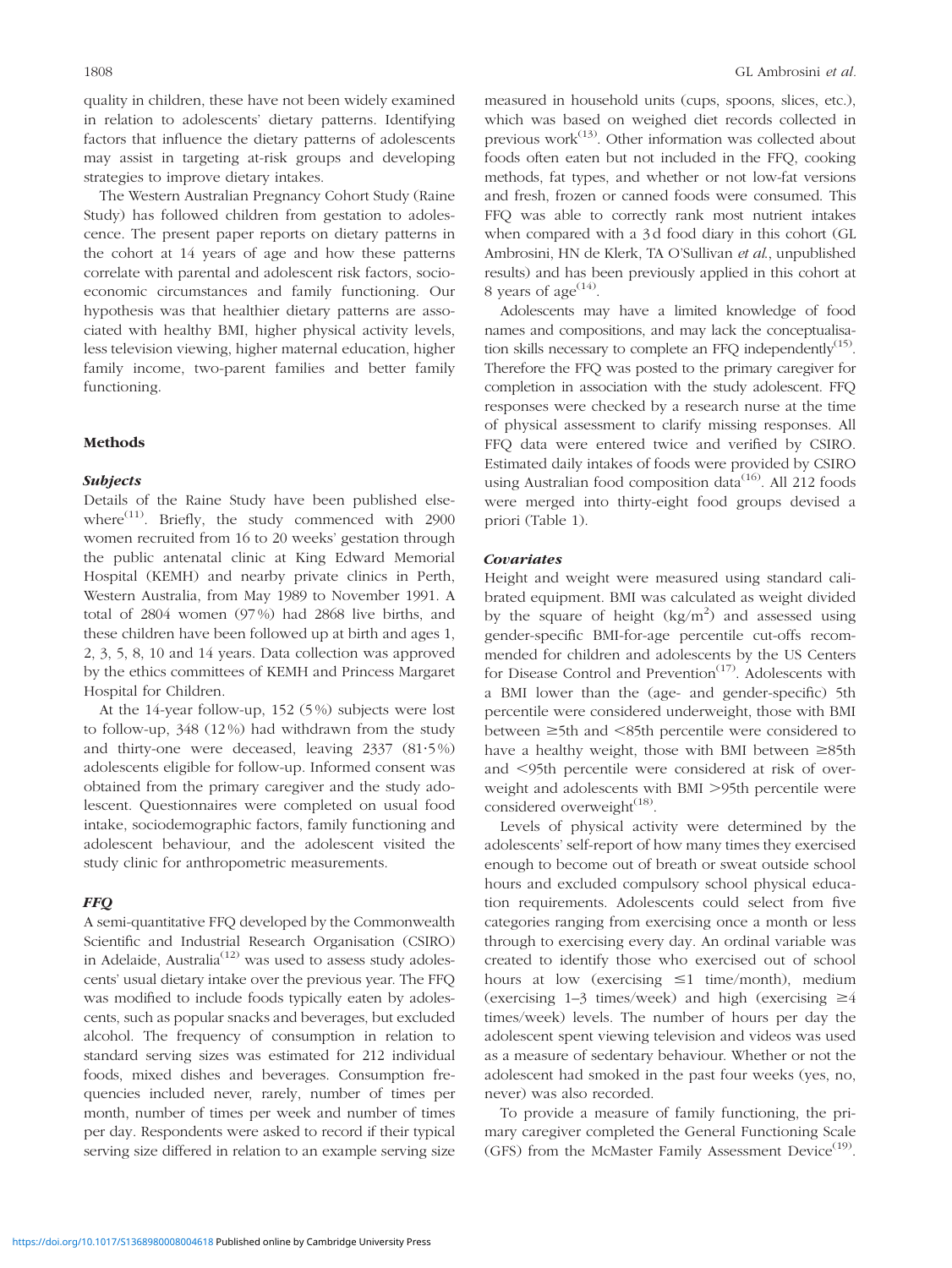quality in children, these have not been widely examined in relation to adolescents' dietary patterns. Identifying factors that influence the dietary patterns of adolescents may assist in targeting at-risk groups and developing strategies to improve dietary intakes.

The Western Australian Pregnancy Cohort Study (Raine Study) has followed children from gestation to adolescence. The present paper reports on dietary patterns in the cohort at 14 years of age and how these patterns correlate with parental and adolescent risk factors, socioeconomic circumstances and family functioning. Our hypothesis was that healthier dietary patterns are associated with healthy BMI, higher physical activity levels, less television viewing, higher maternal education, higher family income, two-parent families and better family functioning.

## Methods

### Subjects

Details of the Raine Study have been published elsewhere[11]. Briefly, the study commenced with 2900 women recruited from 16 to 20 weeks' gestation through the public antenatal clinic at King Edward Memorial Hospital (KEMH) and nearby private clinics in Perth, Western Australia, from May 1989 to November 1991. A total of 2804 women (97 %) had 2868 live births, and these children have been followed up at birth and ages 1, 2, 3, 5, 8, 10 and 14 years. Data collection was approved by the ethics committees of KEMH and Princess Margaret Hospital for Children.

At the 14-year follow-up, 152 (5 %) subjects were lost to follow-up, 348 (12 %) had withdrawn from the study and thirty-one were deceased, leaving 2337 (81·5 %) adolescents eligible for follow-up. Informed consent was obtained from the primary caregiver and the study adolescent. Questionnaires were completed on usual food intake, sociodemographic factors, family functioning and adolescent behaviour, and the adolescent visited the study clinic for anthropometric measurements.

### FFQ

A semi-quantitative FFQ developed by the Commonwealth Scientific and Industrial Research Organisation (CSIRO) in Adelaide, Australia[12] was used to assess study adolescents' usual dietary intake over the previous year. The FFQ was modified to include foods typically eaten by adolescents, such as popular snacks and beverages, but excluded alcohol. The frequency of consumption in relation to standard serving sizes was estimated for 212 individual foods, mixed dishes and beverages. Consumption frequencies included never, rarely, number of times per month, number of times per week and number of times per day. Respondents were asked to record if their typical serving size differed in relation to an example serving size measured in household units (cups, spoons, slices, etc.), which was based on weighed diet records collected in previous work[13]. Other information was collected about foods often eaten but not included in the FFQ, cooking methods, fat types, and whether or not low-fat versions and fresh, frozen or canned foods were consumed. This FFQ was able to correctly rank most nutrient intakes when compared with a 3 d food diary in this cohort (GL Ambrosini, HN de Klerk, TA O'Sullivan *et al.*, unpublished results) and has been previously applied in this cohort at 8 years of age[14].

Adolescents may have a limited knowledge of food names and compositions, and may lack the conceptualisation skills necessary to complete an FFQ independently[15]. Therefore the FFQ was posted to the primary caregiver for completion in association with the study adolescent. FFQ responses were checked by a research nurse at the time of physical assessment to clarify missing responses. All FFQ data were entered twice and verified by CSIRO. Estimated daily intakes of foods were provided by CSIRO using Australian food composition data[16]. All 212 foods were merged into thirty-eight food groups devised a priori (Table 1).

### Covariates

Height and weight were measured using standard calibrated equipment. BMI was calculated as weight divided by the square of height (kg/m$^2$) and assessed using gender-specific BMI-for-age percentile cut-offs recommended for children and adolescents by the US Centers for Disease Control and Prevention[17]. Adolescents with a BMI lower than the (age- and gender-specific) 5th percentile were considered underweight, those with BMI between $\geq$5th and $<$85th percentile were considered to have a healthy weight, those with BMI between $\geq$85th and $<$95th percentile were considered at risk of overweight and adolescents with BMI $>$95th percentile were considered overweight[18].

Levels of physical activity were determined by the adolescents' self-report of how many times they exercised enough to become out of breath or sweat outside school hours and excluded compulsory school physical education requirements. Adolescents could select from five categories ranging from exercising once a month or less through to exercising every day. An ordinal variable was created to identify those who exercised out of school hours at low (exercising $\leq$1 time/month), medium (exercising 1–3 times/week) and high (exercising $\geq$4 times/week) levels. The number of hours per day the adolescent spent viewing television and videos was used as a measure of sedentary behaviour. Whether or not the adolescent had smoked in the past four weeks (yes, no, never) was also recorded.

To provide a measure of family functioning, the primary caregiver completed the General Functioning Scale (GFS) from the McMaster Family Assessment Device[19].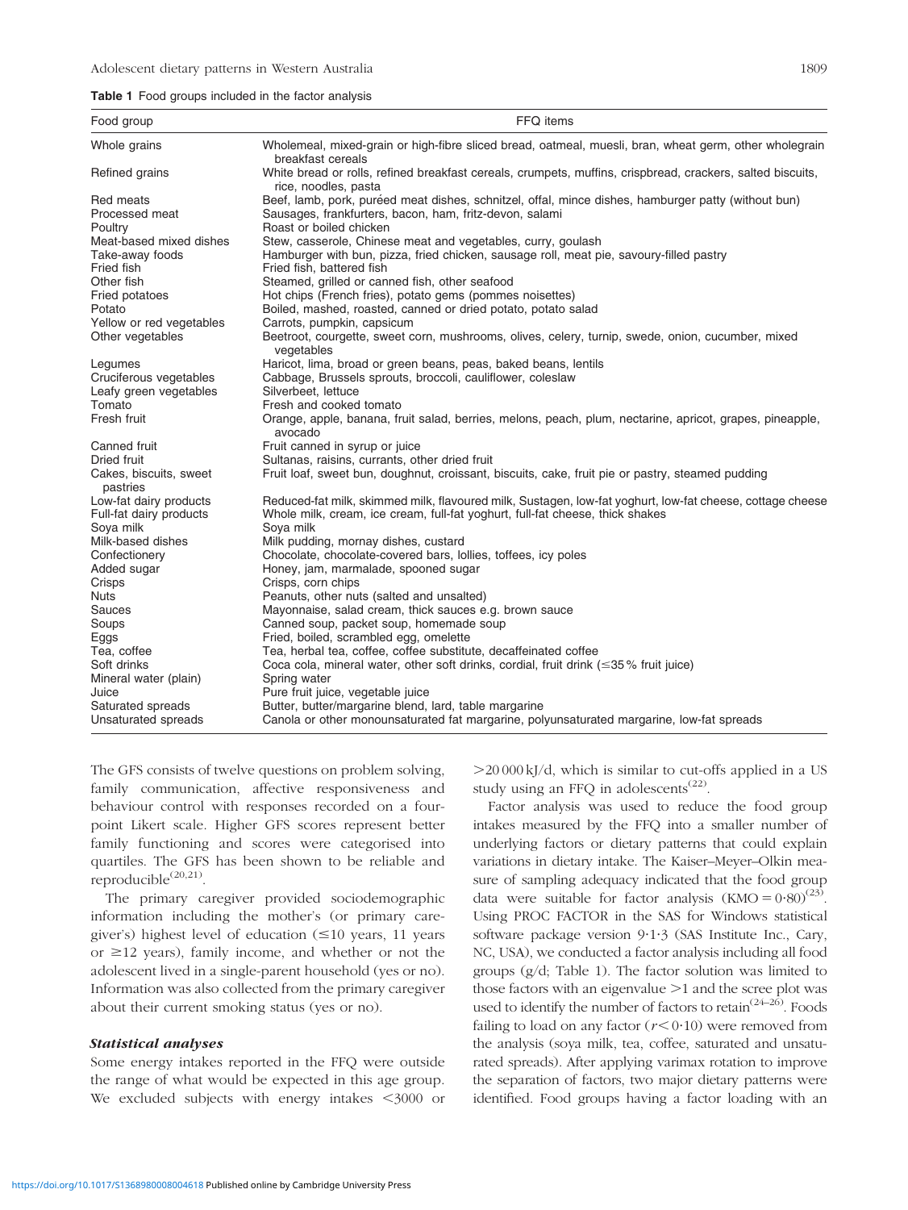**Table 1** Food groups included in the factor analysis

| Food group | FFQ items |
| --- | --- |
| Whole grains | Wholemeal, mixed-grain or high-fibre sliced bread, oatmeal, muesli, bran, wheat germ, other wholegrain breakfast cereals |
| Refined grains | White bread or rolls, refined breakfast cereals, crumpets, muffins, crispbread, crackers, salted biscuits, rice, noodles, pasta |
| Red meats | Beef, lamb, pork, puréed meat dishes, schnitzel, offal, mince dishes, hamburger patty (without bun) |
| Processed meat | Sausages, frankfurters, bacon, ham, fritz-devon, salami |
| Poultry | Roast or boiled chicken |
| Meat-based mixed dishes | Stew, casserole, Chinese meat and vegetables, curry, goulash |
| Take-away foods | Hamburger with bun, pizza, fried chicken, sausage roll, meat pie, savoury-filled pastry |
| Fried fish | Fried fish, battered fish |
| Other fish | Steamed, grilled or canned fish, other seafood |
| Fried potatoes | Hot chips (French fries), potato gems (pommes noisettes) |
| Potato | Boiled, mashed, roasted, canned or dried potato, potato salad |
| Yellow or red vegetables | Carrots, pumpkin, capsicum |
| Other vegetables | Beetroot, courgette, sweet corn, mushrooms, olives, celery, turnip, swede, onion, cucumber, mixed vegetables |
| Legumes | Haricot, lima, broad or green beans, peas, baked beans, lentils |
| Cruciferous vegetables | Cabbage, Brussels sprouts, broccoli, cauliflower, coleslaw |
| Leafy green vegetables | Silverbeet, lettuce |
| Tomato | Fresh and cooked tomato |
| Fresh fruit | Orange, apple, banana, fruit salad, berries, melons, peach, plum, nectarine, apricot, grapes, pineapple, avocado |
| Canned fruit | Fruit canned in syrup or juice |
| Dried fruit | Sultanas, raisins, currants, other dried fruit |
| Cakes, biscuits, sweet pastries | Fruit loaf, sweet bun, doughnut, croissant, biscuits, cake, fruit pie or pastry, steamed pudding |
| Low-fat dairy products | Reduced-fat milk, skimmed milk, flavoured milk, Sustagen, low-fat yoghurt, low-fat cheese, cottage cheese |
| Full-fat dairy products | Whole milk, cream, ice cream, full-fat yoghurt, full-fat cheese, thick shakes |
| Soya milk | Soya milk |
| Milk-based dishes | Milk pudding, mornay dishes, custard |
| Confectionery | Chocolate, chocolate-covered bars, lollies, toffees, icy poles |
| Added sugar | Honey, jam, marmalade, spooned sugar |
| Crisps | Crisps, corn chips |
| Nuts | Peanuts, other nuts (salted and unsalted) |
| Sauces | Mayonnaise, salad cream, thick sauces e.g. brown sauce |
| Soups | Canned soup, packet soup, homemade soup |
| Eggs | Fried, boiled, scrambled egg, omelette |
| Tea, coffee | Tea, herbal tea, coffee, coffee substitute, decaffeinated coffee |
| Soft drinks | Coca cola, mineral water, other soft drinks, cordial, fruit drink (≤35 % fruit juice) |
| Mineral water (plain) | Spring water |
| Juice | Pure fruit juice, vegetable juice |
| Saturated spreads | Butter, butter/margarine blend, lard, table margarine |
| Unsaturated spreads | Canola or other monounsaturated fat margarine, polyunsaturated margarine, low-fat spreads |

The GFS consists of twelve questions on problem solving, family communication, affective responsiveness and behaviour control with responses recorded on a four-point Likert scale. Higher GFS scores represent better family functioning and scores were categorised into quartiles. The GFS has been shown to be reliable and reproducible[20,21].

The primary caregiver provided sociodemographic information including the mother's (or primary caregiver's) highest level of education (≤10 years, 11 years or ≥12 years), family income, and whether or not the adolescent lived in a single-parent household (yes or no). Information was also collected from the primary caregiver about their current smoking status (yes or no).

### *Statistical analyses*

Some energy intakes reported in the FFQ were outside the range of what would be expected in this age group. We excluded subjects with energy intakes <3000 or >20 000 kJ/d, which is similar to cut-offs applied in a US study using an FFQ in adolescents[22].

Factor analysis was used to reduce the food group intakes measured by the FFQ into a smaller number of underlying factors or dietary patterns that could explain variations in dietary intake. The Kaiser–Meyer–Olkin measure of sampling adequacy indicated that the food group data were suitable for factor analysis (KMO = 0·80)[23]. Using PROC FACTOR in the SAS for Windows statistical software package version 9·1·3 (SAS Institute Inc., Cary, NC, USA), we conducted a factor analysis including all food groups (g/d; Table 1). The factor solution was limited to those factors with an eigenvalue >1 and the scree plot was used to identify the number of factors to retain[24–26]. Foods failing to load on any factor ($r < 0·10$) were removed from the analysis (soya milk, tea, coffee, saturated and unsaturated spreads). After applying varimax rotation to improve the separation of factors, two major dietary patterns were identified. Food groups having a factor loading with an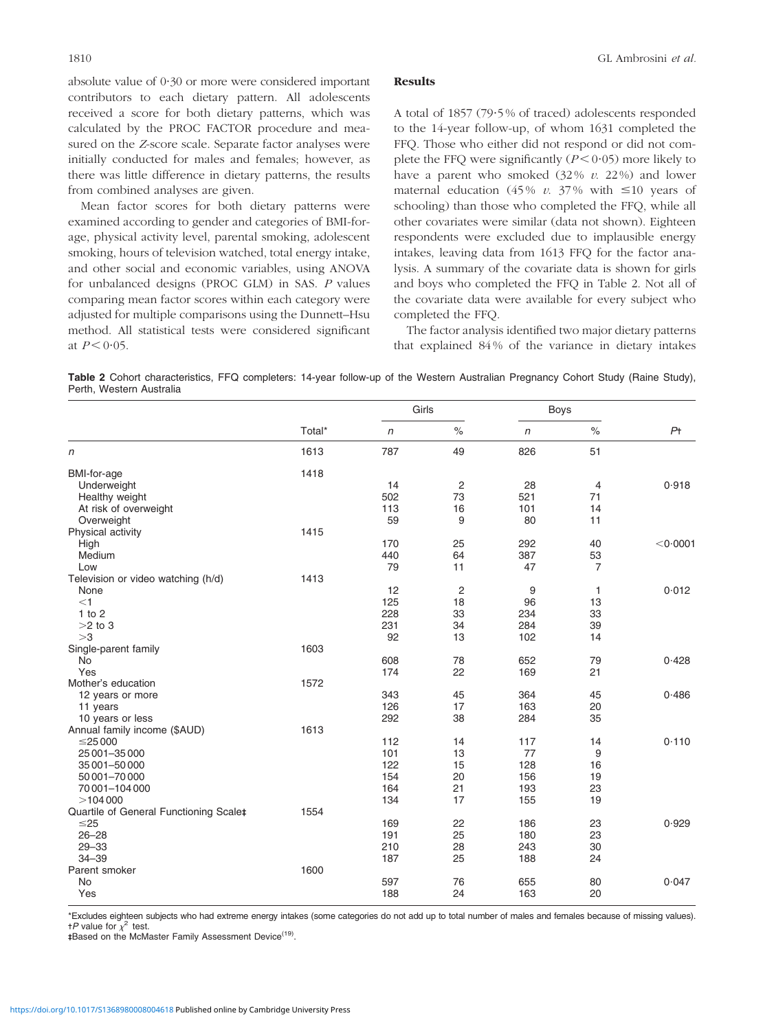absolute value of 0·30 or more were considered important contributors to each dietary pattern. All adolescents received a score for both dietary patterns, which was calculated by the PROC FACTOR procedure and measured on the *Z*-score scale. Separate factor analyses were initially conducted for males and females; however, as there was little difference in dietary patterns, the results from combined analyses are given.

Mean factor scores for both dietary patterns were examined according to gender and categories of BMI-for-age, physical activity level, parental smoking, adolescent smoking, hours of television watched, total energy intake, and other social and economic variables, using ANOVA for unbalanced designs (PROC GLM) in SAS. *P* values comparing mean factor scores within each category were adjusted for multiple comparisons using the Dunnett–Hsu method. All statistical tests were considered significant at $P < 0·05$.

## Results

A total of 1857 (79·5 % of traced) adolescents responded to the 14-year follow-up, of whom 1631 completed the FFQ. Those who either did not respond or did not complete the FFQ were significantly ($P < 0·05$) more likely to have a parent who smoked (32 % *v.* 22 %) and lower maternal education (45 % *v.* 37 % with ≤10 years of schooling) than those who completed the FFQ, while all other covariates were similar (data not shown). Eighteen respondents were excluded due to implausible energy intakes, leaving data from 1613 FFQ for the factor analysis. A summary of the covariate data is shown for girls and boys who completed the FFQ in Table 2. Not all of the covariate data were available for every subject who completed the FFQ.

The factor analysis identified two major dietary patterns that explained 84 % of the variance in dietary intakes

**Table 2** Cohort characteristics, FFQ completers: 14-year follow-up of the Western Australian Pregnancy Cohort Study (Raine Study), Perth, Western Australia

| | Total* | Girls | | Boys | | P† |
|---|---|---|---|---|---|---|
| | | *n* | % | *n* | % | |
| *n* | 1613 | 787 | 49 | 826 | 51 | |
| BMI-for-age | 1418 | | | | | |
| Underweight | | 14 | 2 | 28 | 4 | 0·918 |
| Healthy weight | | 502 | 73 | 521 | 71 | |
| At risk of overweight | | 113 | 16 | 101 | 14 | |
| Overweight | | 59 | 9 | 80 | 11 | |
| Physical activity | 1415 | | | | | |
| High | | 170 | 25 | 292 | 40 | <0·0001 |
| Medium | | 440 | 64 | 387 | 53 | |
| Low | | 79 | 11 | 47 | 7 | |
| Television or video watching (h/d) | 1413 | | | | | |
| None | | 12 | 2 | 9 | 1 | 0·012 |
| <1 | | 125 | 18 | 96 | 13 | |
| 1 to 2 | | 228 | 33 | 234 | 33 | |
| >2 to 3 | | 231 | 34 | 284 | 39 | |
| >3 | | 92 | 13 | 102 | 14 | |
| Single-parent family | 1603 | | | | | |
| No | | 608 | 78 | 652 | 79 | 0·428 |
| Yes | | 174 | 22 | 169 | 21 | |
| Mother's education | 1572 | | | | | |
| 12 years or more | | 343 | 45 | 364 | 45 | 0·486 |
| 11 years | | 126 | 17 | 163 | 20 | |
| 10 years or less | | 292 | 38 | 284 | 35 | |
| Annual family income ($AUD) | 1613 | | | | | |
| ≤25 000 | | 112 | 14 | 117 | 14 | 0·110 |
| 25 001–35 000 | | 101 | 13 | 77 | 9 | |
| 35 001–50 000 | | 122 | 15 | 128 | 16 | |
| 50 001–70 000 | | 154 | 20 | 156 | 19 | |
| 70 001–104 000 | | 164 | 21 | 193 | 23 | |
| >104 000 | | 134 | 17 | 155 | 19 | |
| Quartile of General Functioning Scale‡ | 1554 | | | | | |
| ≤25 | | 169 | 22 | 186 | 23 | 0·929 |
| 26–28 | | 191 | 25 | 180 | 23 | |
| 29–33 | | 210 | 28 | 243 | 30 | |
| 34–39 | | 187 | 25 | 188 | 24 | |
| Parent smoker | 1600 | | | | | |
| No | | 597 | 76 | 655 | 80 | 0·047 |
| Yes | | 188 | 24 | 163 | 20 | |

*Excludes eighteen subjects who had extreme energy intakes (some categories do not add up to total number of males and females because of missing values).
†*P* value for $\chi^2$ test.
‡Based on the McMaster Family Assessment Device[19].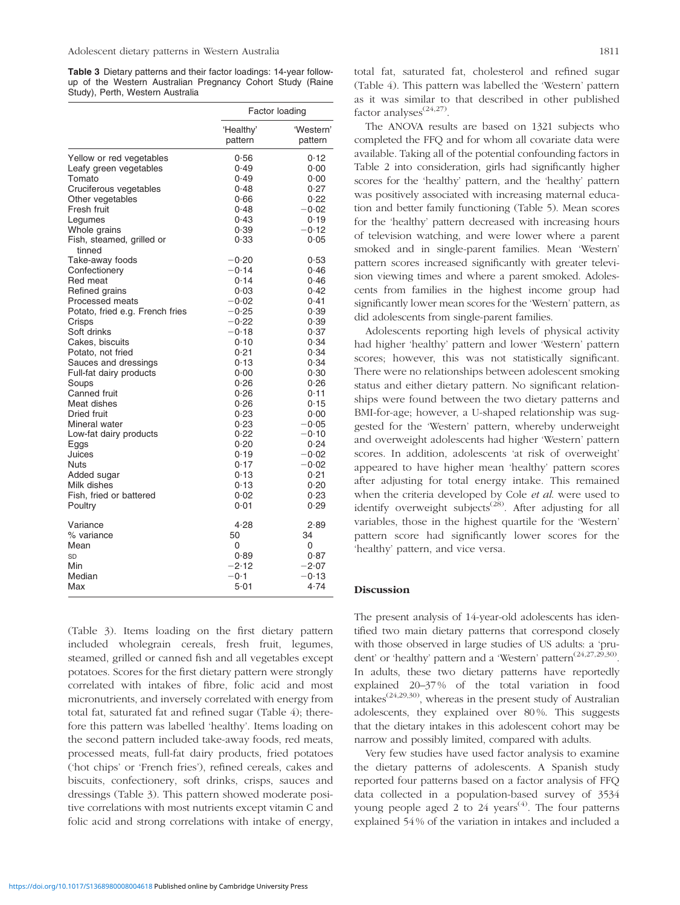**Table 3** Dietary patterns and their factor loadings: 14-year follow-up of the Western Australian Pregnancy Cohort Study (Raine Study), Perth, Western Australia

| | Factor loading | |
|---|---|---|
| | 'Healthy' pattern | 'Western' pattern |
| Yellow or red vegetables | 0·56 | 0·12 |
| Leafy green vegetables | 0·49 | 0·00 |
| Tomato | 0·49 | 0·00 |
| Cruciferous vegetables | 0·48 | 0·27 |
| Other vegetables | 0·66 | 0·22 |
| Fresh fruit | 0·48 | −0·02 |
| Legumes | 0·43 | 0·19 |
| Whole grains | 0·39 | −0·12 |
| Fish, steamed, grilled or tinned | 0·33 | 0·05 |
| Take-away foods | −0·20 | 0·53 |
| Confectionery | −0·14 | 0·46 |
| Red meat | 0·14 | 0·46 |
| Refined grains | 0·03 | 0·42 |
| Processed meats | −0·02 | 0·41 |
| Potato, fried e.g. French fries | −0·25 | 0·39 |
| Crisps | −0·22 | 0·39 |
| Soft drinks | −0·18 | 0·37 |
| Cakes, biscuits | 0·10 | 0·34 |
| Potato, not fried | 0·21 | 0·34 |
| Sauces and dressings | 0·13 | 0·34 |
| Full-fat dairy products | 0·00 | 0·30 |
| Soups | 0·26 | 0·26 |
| Canned fruit | 0·26 | 0·11 |
| Meat dishes | 0·26 | 0·15 |
| Dried fruit | 0·23 | 0·00 |
| Mineral water | 0·23 | −0·05 |
| Low-fat dairy products | 0·22 | −0·10 |
| Eggs | 0·20 | 0·24 |
| Juices | 0·19 | −0·02 |
| Nuts | 0·17 | −0·02 |
| Added sugar | 0·13 | 0·21 |
| Milk dishes | 0·13 | 0·20 |
| Fish, fried or battered | 0·02 | 0·23 |
| Poultry | 0·01 | 0·29 |
| Variance | 4·28 | 2·89 |
| % variance | 50 | 34 |
| Mean | 0 | 0 |
| SD | 0·89 | 0·87 |
| Min | −2·12 | −2·07 |
| Median | −0·1 | −0·13 |
| Max | 5·01 | 4·74 |

(Table 3). Items loading on the first dietary pattern included wholegrain cereals, fresh fruit, legumes, steamed, grilled or canned fish and all vegetables except potatoes. Scores for the first dietary pattern were strongly correlated with intakes of fibre, folic acid and most micronutrients, and inversely correlated with energy from total fat, saturated fat and refined sugar (Table 4); therefore this pattern was labelled 'healthy'. Items loading on the second pattern included take-away foods, red meats, processed meats, full-fat dairy products, fried potatoes ('hot chips' or 'French fries'), refined cereals, cakes and biscuits, confectionery, soft drinks, crisps, sauces and dressings (Table 3). This pattern showed moderate positive correlations with most nutrients except vitamin C and folic acid and strong correlations with intake of energy, total fat, saturated fat, cholesterol and refined sugar (Table 4). This pattern was labelled the 'Western' pattern as it was similar to that described in other published factor analyses[24,27].

The ANOVA results are based on 1321 subjects who completed the FFQ and for whom all covariate data were available. Taking all of the potential confounding factors in Table 2 into consideration, girls had significantly higher scores for the 'healthy' pattern, and the 'healthy' pattern was positively associated with increasing maternal education and better family functioning (Table 5). Mean scores for the 'healthy' pattern decreased with increasing hours of television watching, and were lower where a parent smoked and in single-parent families. Mean 'Western' pattern scores increased significantly with greater television viewing times and where a parent smoked. Adolescents from families in the highest income group had significantly lower mean scores for the 'Western' pattern, as did adolescents from single-parent families.

Adolescents reporting high levels of physical activity had higher 'healthy' pattern and lower 'Western' pattern scores; however, this was not statistically significant. There were no relationships between adolescent smoking status and either dietary pattern. No significant relationships were found between the two dietary patterns and BMI-for-age; however, a U-shaped relationship was suggested for the 'Western' pattern, whereby underweight and overweight adolescents had higher 'Western' pattern scores. In addition, adolescents 'at risk of overweight' appeared to have higher mean 'healthy' pattern scores after adjusting for total energy intake. This remained when the criteria developed by Cole *et al.* were used to identify overweight subjects[28]. After adjusting for all variables, those in the highest quartile for the 'Western' pattern score had significantly lower scores for the 'healthy' pattern, and vice versa.

## Discussion

The present analysis of 14-year-old adolescents has identified two main dietary patterns that correspond closely with those observed in large studies of US adults: a 'prudent' or 'healthy' pattern and a 'Western' pattern[24,27,29,30]. In adults, these two dietary patterns have reportedly explained 20–37 % of the total variation in food intakes[24,29,30], whereas in the present study of Australian adolescents, they explained over 80 %. This suggests that the dietary intakes in this adolescent cohort may be narrow and possibly limited, compared with adults.

Very few studies have used factor analysis to examine the dietary patterns of adolescents. A Spanish study reported four patterns based on a factor analysis of FFQ data collected in a population-based survey of 3534 young people aged 2 to 24 years[4]. The four patterns explained 54 % of the variation in intakes and included a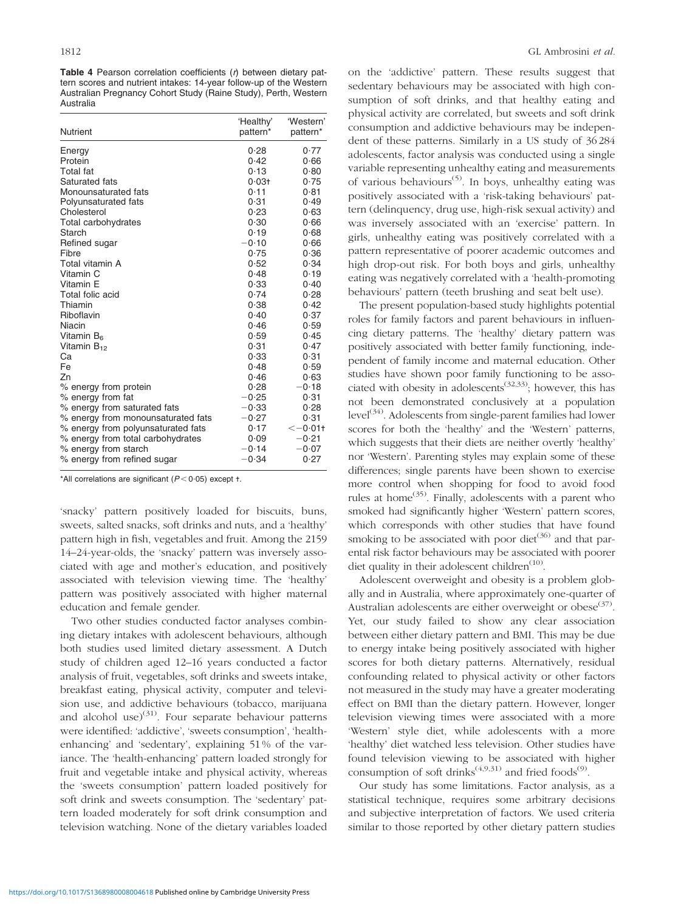**Table 4** Pearson correlation coefficients (*r*) between dietary pattern scores and nutrient intakes: 14-year follow-up of the Western Australian Pregnancy Cohort Study (Raine Study), Perth, Western Australia

| Nutrient | 'Healthy' pattern* | 'Western' pattern* |
|---|---|---|
| Energy | 0·28 | 0·77 |
| Protein | 0·42 | 0·66 |
| Total fat | 0·13 | 0·80 |
| Saturated fats | 0·03† | 0·75 |
| Monounsaturated fats | 0·11 | 0·81 |
| Polyunsaturated fats | 0·31 | 0·49 |
| Cholesterol | 0·23 | 0·63 |
| Total carbohydrates | 0·30 | 0·66 |
| Starch | 0·19 | 0·68 |
| Refined sugar | −0·10 | 0·66 |
| Fibre | 0·75 | 0·36 |
| Total vitamin A | 0·52 | 0·34 |
| Vitamin C | 0·48 | 0·19 |
| Vitamin E | 0·33 | 0·40 |
| Total folic acid | 0·74 | 0·28 |
| Thiamin | 0·38 | 0·42 |
| Riboflavin | 0·40 | 0·37 |
| Niacin | 0·46 | 0·59 |
| Vitamin $B_6$ | 0·59 | 0·45 |
| Vitamin $B_{12}$ | 0·31 | 0·47 |
| Ca | 0·33 | 0·31 |
| Fe | 0·48 | 0·59 |
| Zn | 0·46 | 0·63 |
| % energy from protein | 0·28 | −0·18 |
| % energy from fat | −0·25 | 0·31 |
| % energy from saturated fats | −0·33 | 0·28 |
| % energy from monounsaturated fats | −0·27 | 0·31 |
| % energy from polyunsaturated fats | 0·17 | <−0·01† |
| % energy from total carbohydrates | 0·09 | −0·21 |
| % energy from starch | −0·14 | −0·07 |
| % energy from refined sugar | −0·34 | 0·27 |

*All correlations are significant ($P<0·05$) except †.

'snacky' pattern positively loaded for biscuits, buns, sweets, salted snacks, soft drinks and nuts, and a 'healthy' pattern high in fish, vegetables and fruit. Among the 2159 14–24-year-olds, the 'snacky' pattern was inversely associated with age and mother's education, and positively associated with television viewing time. The 'healthy' pattern was positively associated with higher maternal education and female gender.

Two other studies conducted factor analyses combining dietary intakes with adolescent behaviours, although both studies used limited dietary assessment. A Dutch study of children aged 12–16 years conducted a factor analysis of fruit, vegetables, soft drinks and sweets intake, breakfast eating, physical activity, computer and television use, and addictive behaviours (tobacco, marijuana and alcohol use)[31]. Four separate behaviour patterns were identified: 'addictive', 'sweets consumption', 'health-enhancing' and 'sedentary', explaining 51 % of the variance. The 'health-enhancing' pattern loaded strongly for fruit and vegetable intake and physical activity, whereas the 'sweets consumption' pattern loaded positively for soft drink and sweets consumption. The 'sedentary' pattern loaded moderately for soft drink consumption and television watching. None of the dietary variables loaded on the 'addictive' pattern. These results suggest that sedentary behaviours may be associated with high consumption of soft drinks, and that healthy eating and physical activity are correlated, but sweets and soft drink consumption and addictive behaviours may be independent of these patterns. Similarly in a US study of 36 284 adolescents, factor analysis was conducted using a single variable representing unhealthy eating and measurements of various behaviours[5]. In boys, unhealthy eating was positively associated with a 'risk-taking behaviours' pattern (delinquency, drug use, high-risk sexual activity) and was inversely associated with an 'exercise' pattern. In girls, unhealthy eating was positively correlated with a pattern representative of poorer academic outcomes and high drop-out risk. For both boys and girls, unhealthy eating was negatively correlated with a 'health-promoting behaviours' pattern (teeth brushing and seat belt use).

The present population-based study highlights potential roles for family factors and parent behaviours in influencing dietary patterns. The 'healthy' dietary pattern was positively associated with better family functioning, independent of family income and maternal education. Other studies have shown poor family functioning to be associated with obesity in adolescents[32,33]; however, this has not been demonstrated conclusively at a population level[34]. Adolescents from single-parent families had lower scores for both the 'healthy' and the 'Western' patterns, which suggests that their diets are neither overtly 'healthy' nor 'Western'. Parenting styles may explain some of these differences; single parents have been shown to exercise more control when shopping for food to avoid food rules at home[35]. Finally, adolescents with a parent who smoked had significantly higher 'Western' pattern scores, which corresponds with other studies that have found smoking to be associated with poor diet[36] and that parental risk factor behaviours may be associated with poorer diet quality in their adolescent children[10].

Adolescent overweight and obesity is a problem globally and in Australia, where approximately one-quarter of Australian adolescents are either overweight or obese[37]. Yet, our study failed to show any clear association between either dietary pattern and BMI. This may be due to energy intake being positively associated with higher scores for both dietary patterns. Alternatively, residual confounding related to physical activity or other factors not measured in the study may have a greater moderating effect on BMI than the dietary pattern. However, longer television viewing times were associated with a more 'Western' style diet, while adolescents with a more 'healthy' diet watched less television. Other studies have found television viewing to be associated with higher consumption of soft drinks[4,9,31] and fried foods[9].

Our study has some limitations. Factor analysis, as a statistical technique, requires some arbitrary decisions and subjective interpretation of factors. We used criteria similar to those reported by other dietary pattern studies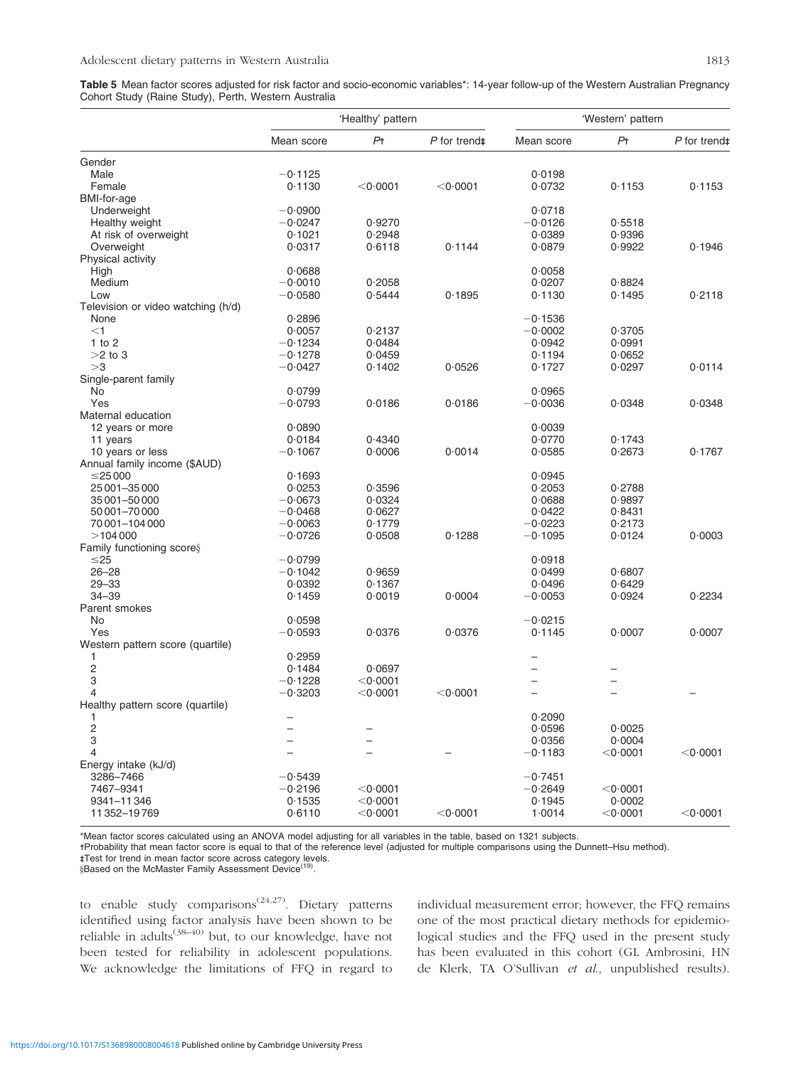**Table 5** Mean factor scores adjusted for risk factor and socio-economic variables*: 14-year follow-up of the Western Australian Pregnancy Cohort Study (Raine Study), Perth, Western Australia

| | 'Healthy' pattern | | | 'Western' pattern | | |
|---|---|---|---|---|---|---|
| | Mean score | *P*† | *P* for trend‡ | Mean score | *P*† | *P* for trend‡ |
| Gender | | | | | | |
| Male | −0·1125 | | | 0·0198 | | |
| Female | 0·1130 | <0·0001 | <0·0001 | 0·0732 | 0·1153 | 0·1153 |
| BMI-for-age | | | | | | |
| Underweight | −0·0900 | | | 0·0718 | | |
| Healthy weight | −0·0247 | 0·9270 | | −0·0126 | 0·5518 | |
| At risk of overweight | 0·1021 | 0·2948 | | 0·0389 | 0·9396 | |
| Overweight | 0·0317 | 0·6118 | 0·1144 | 0·0879 | 0·9922 | 0·1946 |
| Physical activity | | | | | | |
| High | 0·0688 | | | 0·0058 | | |
| Medium | −0·0010 | 0·2058 | | 0·0207 | 0·8824 | |
| Low | −0·0580 | 0·5444 | 0·1895 | 0·1130 | 0·1495 | 0·2118 |
| Television or video watching (h/d) | | | | | | |
| None | 0·2896 | | | −0·1536 | | |
| <1 | 0·0057 | 0·2137 | | −0·0002 | 0·3705 | |
| 1 to 2 | −0·1234 | 0·0484 | | 0·0942 | 0·0991 | |
| >2 to 3 | −0·1278 | 0·0459 | | 0·1194 | 0·0652 | |
| >3 | −0·0427 | 0·1402 | 0·0526 | 0·1727 | 0·0297 | 0·0114 |
| Single-parent family | | | | | | |
| No | 0·0799 | | | 0·0965 | | |
| Yes | −0·0793 | 0·0186 | 0·0186 | −0·0036 | 0·0348 | 0·0348 |
| Maternal education | | | | | | |
| 12 years or more | 0·0890 | | | 0·0039 | | |
| 11 years | 0·0184 | 0·4340 | | 0·0770 | 0·1743 | |
| 10 years or less | −0·1067 | 0·0006 | 0·0014 | 0·0585 | 0·2673 | 0·1767 |
| Annual family income ($AUD) | | | | | | |
| ≤25 000 | 0·1693 | | | 0·0945 | | |
| 25 001–35 000 | 0·0253 | 0·3596 | | 0·2053 | 0·2788 | |
| 35 001–50 000 | −0·0673 | 0·0324 | | 0·0688 | 0·9897 | |
| 50 001–70 000 | −0·0468 | 0·0627 | | 0·0422 | 0·8431 | |
| 70 001–104 000 | −0·0063 | 0·1779 | | −0·0223 | 0·2173 | |
| >104 000 | −0·0726 | 0·0508 | 0·1288 | −0·1095 | 0·0124 | 0·0003 |
| Family functioning score§ | | | | | | |
| ≤25 | −0·0799 | | | 0·0918 | | |
| 26–28 | −0·1042 | 0·9659 | | 0·0499 | 0·6807 | |
| 29–33 | 0·0392 | 0·1367 | | 0·0496 | 0·6429 | |
| 34–39 | 0·1459 | 0·0019 | 0·0004 | −0·0053 | 0·0924 | 0·2234 |
| Parent smokes | | | | | | |
| No | 0·0598 | | | −0·0215 | | |
| Yes | −0·0593 | 0·0376 | 0·0376 | 0·1145 | 0·0007 | 0·0007 |
| Western pattern score (quartile) | | | | | | |
| 1 | 0·2959 | | | – | | |
| 2 | 0·1484 | 0·0697 | | – | – | |
| 3 | −0·1228 | <0·0001 | | – | – | |
| 4 | −0·3203 | <0·0001 | <0·0001 | – | – | – |
| Healthy pattern score (quartile) | | | | | | |
| 1 | – | | | 0·2090 | | |
| 2 | – | – | | 0·0596 | 0·0025 | |
| 3 | – | – | | 0·0356 | 0·0004 | |
| 4 | – | – | – | −0·1183 | <0·0001 | <0·0001 |
| Energy intake (kJ/d) | | | | | | |
| 3286–7466 | −0·5439 | | | −0·7451 | | |
| 7467–9341 | −0·2196 | <0·0001 | | −0·2649 | <0·0001 | |
| 9341–11 346 | 0·1535 | <0·0001 | | 0·1945 | 0·0002 | |
| 11 352–19 769 | 0·6110 | <0·0001 | <0·0001 | 1·0014 | <0·0001 | <0·0001 |

*Mean factor scores calculated using an ANOVA model adjusting for all variables in the table, based on 1321 subjects.
†Probability that mean factor score is equal to that of the reference level (adjusted for multiple comparisons using the Dunnett–Hsu method).
‡Test for trend in mean factor score across category levels.
§Based on the McMaster Family Assessment Device[19].

to enable study comparisons[24,27]. Dietary patterns identified using factor analysis have been shown to be reliable in adults[38–40] but, to our knowledge, have not been tested for reliability in adolescent populations. We acknowledge the limitations of FFQ in regard to individual measurement error; however, the FFQ remains one of the most practical dietary methods for epidemiological studies and the FFQ used in the present study has been evaluated in this cohort (GL Ambrosini, HN de Klerk, TA O'Sullivan *et al.*, unpublished results).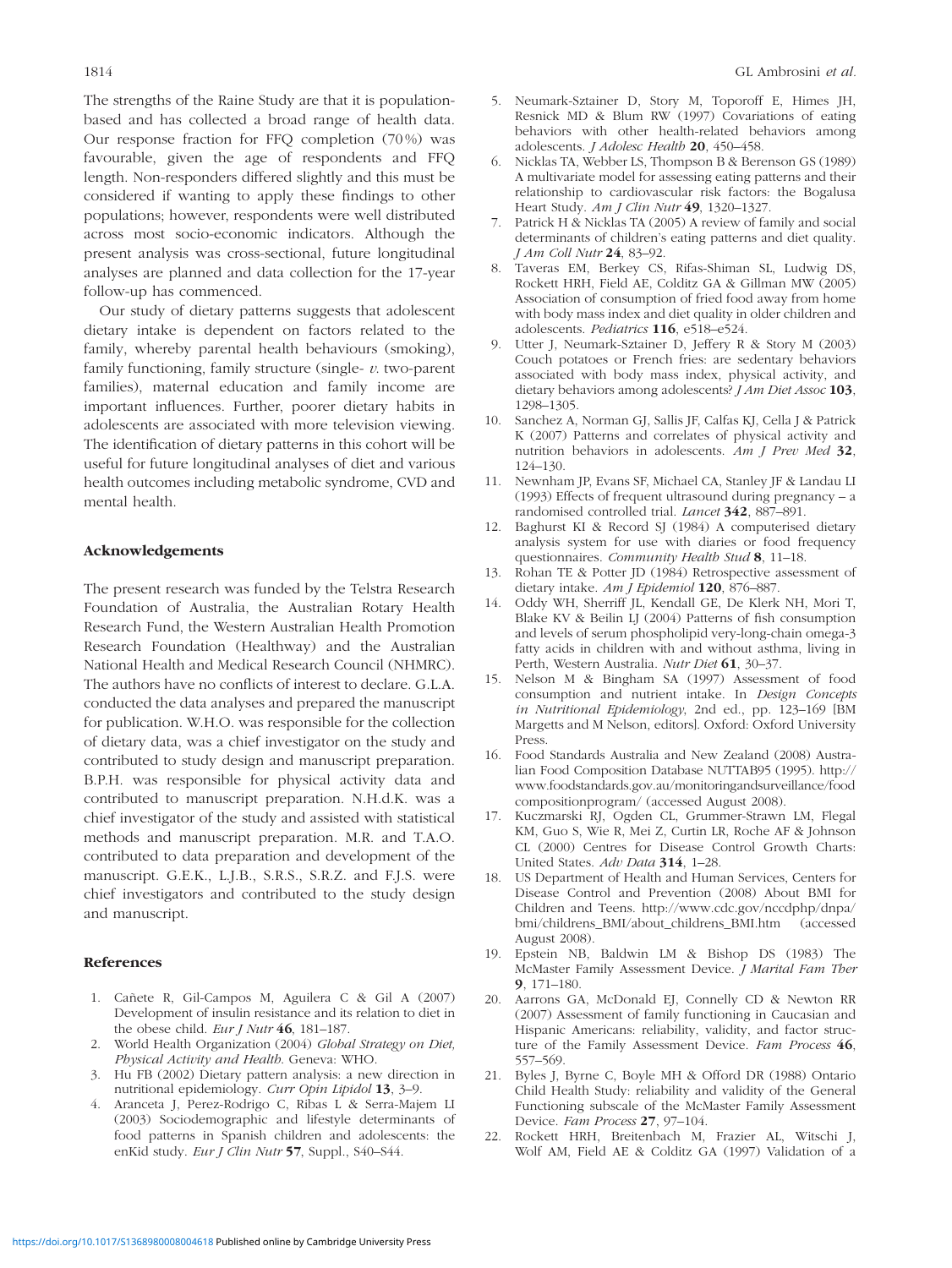The strengths of the Raine Study are that it is population-based and has collected a broad range of health data. Our response fraction for FFQ completion (70 %) was favourable, given the age of respondents and FFQ length. Non-responders differed slightly and this must be considered if wanting to apply these findings to other populations; however, respondents were well distributed across most socio-economic indicators. Although the present analysis was cross-sectional, future longitudinal analyses are planned and data collection for the 17-year follow-up has commenced.

Our study of dietary patterns suggests that adolescent dietary intake is dependent on factors related to the family, whereby parental health behaviours (smoking), family functioning, family structure (single- *v.* two-parent families), maternal education and family income are important influences. Further, poorer dietary habits in adolescents are associated with more television viewing. The identification of dietary patterns in this cohort will be useful for future longitudinal analyses of diet and various health outcomes including metabolic syndrome, CVD and mental health.

### Acknowledgements

The present research was funded by the Telstra Research Foundation of Australia, the Australian Rotary Health Research Fund, the Western Australian Health Promotion Research Foundation (Healthway) and the Australian National Health and Medical Research Council (NHMRC). The authors have no conflicts of interest to declare. G.L.A. conducted the data analyses and prepared the manuscript for publication. W.H.O. was responsible for the collection of dietary data, was a chief investigator on the study and contributed to study design and manuscript preparation. B.P.H. was responsible for physical activity data and contributed to manuscript preparation. N.H.d.K. was a chief investigator of the study and assisted with statistical methods and manuscript preparation. M.R. and T.A.O. contributed to data preparation and development of the manuscript. G.E.K., L.J.B., S.R.S., S.R.Z. and F.J.S. were chief investigators and contributed to the study design and manuscript.

### References

1. Cañete R, Gil-Campos M, Aguilera C & Gil A (2007) Development of insulin resistance and its relation to diet in the obese child. *Eur J Nutr* **46**, 181–187.
2. World Health Organization (2004) *Global Strategy on Diet, Physical Activity and Health*. Geneva: WHO.
3. Hu FB (2002) Dietary pattern analysis: a new direction in nutritional epidemiology. *Curr Opin Lipidol* **13**, 3–9.
4. Aranceta J, Perez-Rodrigo C, Ribas L & Serra-Majem LI (2003) Sociodemographic and lifestyle determinants of food patterns in Spanish children and adolescents: the enKid study. *Eur J Clin Nutr* **57**, Suppl., S40–S44.
5. Neumark-Sztainer D, Story M, Toporoff E, Himes JH, Resnick MD & Blum RW (1997) Covariations of eating behaviors with other health-related behaviors among adolescents. *J Adolesc Health* **20**, 450–458.
6. Nicklas TA, Webber LS, Thompson B & Berenson GS (1989) A multivariate model for assessing eating patterns and their relationship to cardiovascular risk factors: the Bogalusa Heart Study. *Am J Clin Nutr* **49**, 1320–1327.
7. Patrick H & Nicklas TA (2005) A review of family and social determinants of children's eating patterns and diet quality. *J Am Coll Nutr* **24**, 83–92.
8. Taveras EM, Berkey CS, Rifas-Shiman SL, Ludwig DS, Rockett HRH, Field AE, Colditz GA & Gillman MW (2005) Association of consumption of fried food away from home with body mass index and diet quality in older children and adolescents. *Pediatrics* **116**, e518–e524.
9. Utter J, Neumark-Sztainer D, Jeffery R & Story M (2003) Couch potatoes or French fries: are sedentary behaviors associated with body mass index, physical activity, and dietary behaviors among adolescents? *J Am Diet Assoc* **103**, 1298–1305.
10. Sanchez A, Norman GJ, Sallis JF, Calfas KJ, Cella J & Patrick K (2007) Patterns and correlates of physical activity and nutrition behaviors in adolescents. *Am J Prev Med* **32**, 124–130.
11. Newnham JP, Evans SF, Michael CA, Stanley JF & Landau LI (1993) Effects of frequent ultrasound during pregnancy – a randomised controlled trial. *Lancet* **342**, 887–891.
12. Baghurst KI & Record SJ (1984) A computerised dietary analysis system for use with diaries or food frequency questionnaires. *Community Health Stud* **8**, 11–18.
13. Rohan TE & Potter JD (1984) Retrospective assessment of dietary intake. *Am J Epidemiol* **120**, 876–887.
14. Oddy WH, Sherriff JL, Kendall GE, De Klerk NH, Mori T, Blake KV & Beilin LJ (2004) Patterns of fish consumption and levels of serum phospholipid very-long-chain omega-3 fatty acids in children with and without asthma, living in Perth, Western Australia. *Nutr Diet* **61**, 30–37.
15. Nelson M & Bingham SA (1997) Assessment of food consumption and nutrient intake. In *Design Concepts in Nutritional Epidemiology*, 2nd ed., pp. 123–169 [BM Margetts and M Nelson, editors]. Oxford: Oxford University Press.
16. Food Standards Australia and New Zealand (2008) Australian Food Composition Database NUTTAB95 (1995). http://www.foodstandards.gov.au/monitoringandsurveillance/foodcompositionprogram/ (accessed August 2008).
17. Kuczmarski RJ, Ogden CL, Grummer-Strawn LM, Flegal KM, Guo S, Wie R, Mei Z, Curtin LR, Roche AF & Johnson CL (2000) Centres for Disease Control Growth Charts: United States. *Adv Data* **314**, 1–28.
18. US Department of Health and Human Services, Centers for Disease Control and Prevention (2008) About BMI for Children and Teens. http://www.cdc.gov/nccdphp/dnpa/bmi/childrens_BMI/about_childrens_BMI.htm (accessed August 2008).
19. Epstein NB, Baldwin LM & Bishop DS (1983) The McMaster Family Assessment Device. *J Marital Fam Ther* **9**, 171–180.
20. Aarrons GA, McDonald EJ, Connelly CD & Newton RR (2007) Assessment of family functioning in Caucasian and Hispanic Americans: reliability, validity, and factor structure of the Family Assessment Device. *Fam Process* **46**, 557–569.
21. Byles J, Byrne C, Boyle MH & Offord DR (1988) Ontario Child Health Study: reliability and validity of the General Functioning subscale of the McMaster Family Assessment Device. *Fam Process* **27**, 97–104.
22. Rockett HRH, Breitenbach M, Frazier AL, Witschi J, Wolf AM, Field AE & Colditz GA (1997) Validation of a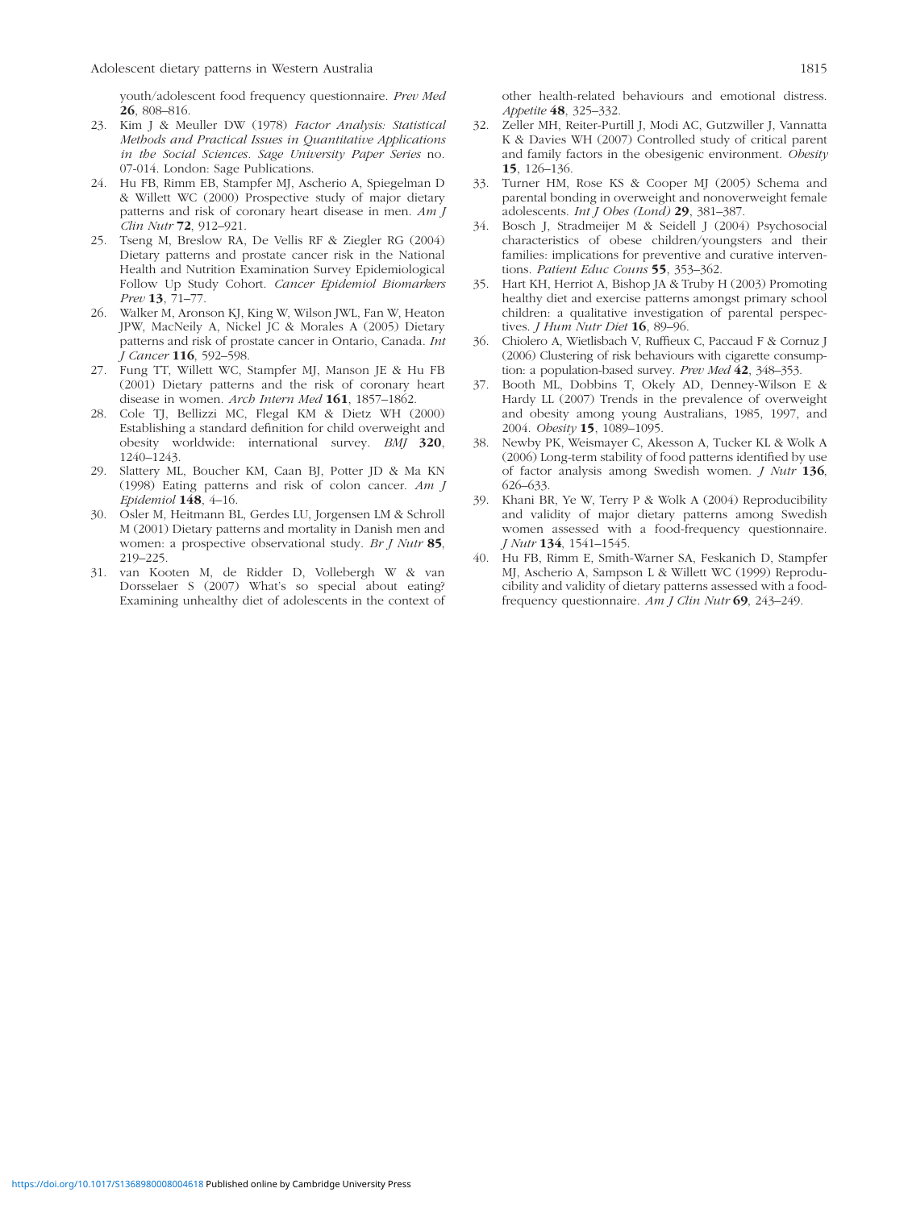youth/adolescent food frequency questionnaire. *Prev Med* **26**, 808–816.

23. Kim J & Meuller DW (1978) *Factor Analysis: Statistical Methods and Practical Issues in Quantitative Applications in the Social Sciences. Sage University Paper Series* no. 07-014. London: Sage Publications.
24. Hu FB, Rimm EB, Stampfer MJ, Ascherio A, Spiegelman D & Willett WC (2000) Prospective study of major dietary patterns and risk of coronary heart disease in men. *Am J Clin Nutr* **72**, 912–921.
25. Tseng M, Breslow RA, De Vellis RF & Ziegler RG (2004) Dietary patterns and prostate cancer risk in the National Health and Nutrition Examination Survey Epidemiological Follow Up Study Cohort. *Cancer Epidemiol Biomarkers Prev* **13**, 71–77.
26. Walker M, Aronson KJ, King W, Wilson JWL, Fan W, Heaton JPW, MacNeily A, Nickel JC & Morales A (2005) Dietary patterns and risk of prostate cancer in Ontario, Canada. *Int J Cancer* **116**, 592–598.
27. Fung TT, Willett WC, Stampfer MJ, Manson JE & Hu FB (2001) Dietary patterns and the risk of coronary heart disease in women. *Arch Intern Med* **161**, 1857–1862.
28. Cole TJ, Bellizzi MC, Flegal KM & Dietz WH (2000) Establishing a standard definition for child overweight and obesity worldwide: international survey. *BMJ* **320**, 1240–1243.
29. Slattery ML, Boucher KM, Caan BJ, Potter JD & Ma KN (1998) Eating patterns and risk of colon cancer. *Am J Epidemiol* **148**, 4–16.
30. Osler M, Heitmann BL, Gerdes LU, Jorgensen LM & Schroll M (2001) Dietary patterns and mortality in Danish men and women: a prospective observational study. *Br J Nutr* **85**, 219–225.
31. van Kooten M, de Ridder D, Vollebergh W & van Dorsselaer S (2007) What's so special about eating? Examining unhealthy diet of adolescents in the context of other health-related behaviours and emotional distress. *Appetite* **48**, 325–332.
32. Zeller MH, Reiter-Purtill J, Modi AC, Gutzwiller J, Vannatta K & Davies WH (2007) Controlled study of critical parent and family factors in the obesigenic environment. *Obesity* **15**, 126–136.
33. Turner HM, Rose KS & Cooper MJ (2005) Schema and parental bonding in overweight and nonoverweight female adolescents. *Int J Obes (Lond)* **29**, 381–387.
34. Bosch J, Stradmeijer M & Seidell J (2004) Psychosocial characteristics of obese children/youngsters and their families: implications for preventive and curative interventions. *Patient Educ Couns* **55**, 353–362.
35. Hart KH, Herriot A, Bishop JA & Truby H (2003) Promoting healthy diet and exercise patterns amongst primary school children: a qualitative investigation of parental perspectives. *J Hum Nutr Diet* **16**, 89–96.
36. Chiolero A, Wietlisbach V, Ruffieux C, Paccaud F & Cornuz J (2006) Clustering of risk behaviours with cigarette consumption: a population-based survey. *Prev Med* **42**, 348–353.
37. Booth ML, Dobbins T, Okely AD, Denney-Wilson E & Hardy LL (2007) Trends in the prevalence of overweight and obesity among young Australians, 1985, 1997, and 2004. *Obesity* **15**, 1089–1095.
38. Newby PK, Weismayer C, Akesson A, Tucker KL & Wolk A (2006) Long-term stability of food patterns identified by use of factor analysis among Swedish women. *J Nutr* **136**, 626–633.
39. Khani BR, Ye W, Terry P & Wolk A (2004) Reproducibility and validity of major dietary patterns among Swedish women assessed with a food-frequency questionnaire. *J Nutr* **134**, 1541–1545.
40. Hu FB, Rimm E, Smith-Warner SA, Feskanich D, Stampfer MJ, Ascherio A, Sampson L & Willett WC (1999) Reproducibility and validity of dietary patterns assessed with a food-frequency questionnaire. *Am J Clin Nutr* **69**, 243–249.